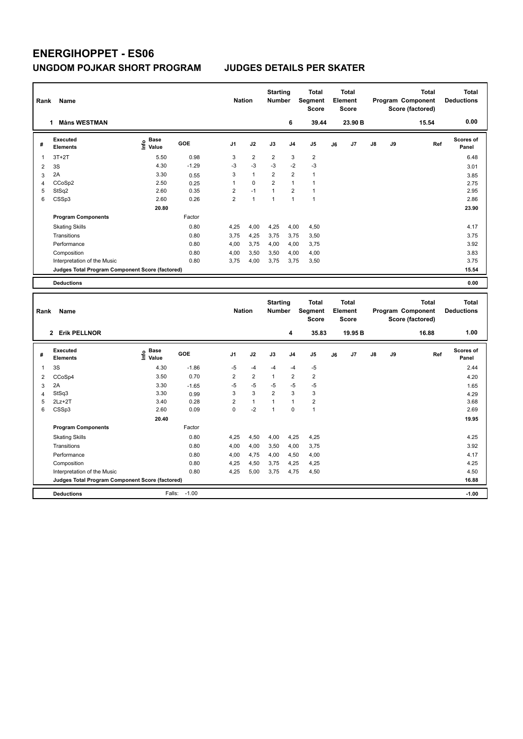# ENERGIHOPPET - ES06

## UNGDOM POJKAR SHORT PROGRAM JUDGES DETAILS PER SKATER

| Rank | Name | Nation | Starting Number | Total Segment Score | Total Element Score | Total Program Component Score (factored) | Total Deductions |
|---|---|---|---|---|---|---|---|
| 1 | Måns WESTMAN | | 6 | 39.44 | 23.90 B | 15.54 | 0.00 |

| # | Executed Elements | Info | Base Value | GOE | J1 | J2 | J3 | J4 | J5 | J6 | J7 | J8 | J9 | Ref | Scores of Panel |
|---|---|---|---|---|---|---|---|---|---|---|---|---|---|---|---|
| 1 | 3T+2T | | 5.50 | 0.98 | 3 | 2 | 2 | 3 | 2 | | | | | | 6.48 |
| 2 | 3S | | 4.30 | -1.29 | -3 | -3 | -3 | -2 | -3 | | | | | | 3.01 |
| 3 | 2A | | 3.30 | 0.55 | 3 | 1 | 2 | 2 | 1 | | | | | | 3.85 |
| 4 | CCoSp2 | | 2.50 | 0.25 | 1 | 0 | 2 | 1 | 1 | | | | | | 2.75 |
| 5 | StSq2 | | 2.60 | 0.35 | 2 | -1 | 1 | 2 | 1 | | | | | | 2.95 |
| 6 | CSSp3 | | 2.60 | 0.26 | 2 | 1 | 1 | 1 | 1 | | | | | | 2.86 |
| | | | 20.80 | | | | | | | | | | | | 23.90 |
| | **Program Components** | | | Factor | | | | | | | | | | | |
| | Skating Skills | | | 0.80 | 4,25 | 4,00 | 4,25 | 4,00 | 4,50 | | | | | | 4.17 |
| | Transitions | | | 0.80 | 3,75 | 4,25 | 3,75 | 3,75 | 3,50 | | | | | | 3.75 |
| | Performance | | | 0.80 | 4,00 | 3,75 | 4,00 | 4,00 | 3,75 | | | | | | 3.92 |
| | Composition | | | 0.80 | 4,00 | 3,50 | 3,50 | 4,00 | 4,00 | | | | | | 3.83 |
| | Interpretation of the Music | | | 0.80 | 3,75 | 4,00 | 3,75 | 3,75 | 3,50 | | | | | | 3.75 |
| | **Judges Total Program Component Score (factored)** | | | | | | | | | | | | | | 15.54 |
| | **Deductions** | | | | | | | | | | | | | | 0.00 |

| Rank | Name | Nation | Starting Number | Total Segment Score | Total Element Score | Total Program Component Score (factored) | Total Deductions |
|---|---|---|---|---|---|---|---|
| 2 | Erik PELLNOR | | 4 | 35.83 | 19.95 B | 16.88 | 1.00 |

| # | Executed Elements | Info | Base Value | GOE | J1 | J2 | J3 | J4 | J5 | J6 | J7 | J8 | J9 | Ref | Scores of Panel |
|---|---|---|---|---|---|---|---|---|---|---|---|---|---|---|---|
| 1 | 3S | | 4.30 | -1.86 | -5 | -4 | -4 | -4 | -5 | | | | | | 2.44 |
| 2 | CCoSp4 | | 3.50 | 0.70 | 2 | 2 | 1 | 2 | 2 | | | | | | 4.20 |
| 3 | 2A | | 3.30 | -1.65 | -5 | -5 | -5 | -5 | -5 | | | | | | 1.65 |
| 4 | StSq3 | | 3.30 | 0.99 | 3 | 3 | 2 | 3 | 3 | | | | | | 4.29 |
| 5 | 2Lz+2T | | 3.40 | 0.28 | 2 | 1 | 1 | 1 | 2 | | | | | | 3.68 |
| 6 | CSSp3 | | 2.60 | 0.09 | 0 | -2 | 1 | 0 | 1 | | | | | | 2.69 |
| | | | 20.40 | | | | | | | | | | | | 19.95 |
| | **Program Components** | | | Factor | | | | | | | | | | | |
| | Skating Skills | | | 0.80 | 4,25 | 4,50 | 4,00 | 4,25 | 4,25 | | | | | | 4.25 |
| | Transitions | | | 0.80 | 4,00 | 4,00 | 3,50 | 4,00 | 3,75 | | | | | | 3.92 |
| | Performance | | | 0.80 | 4,00 | 4,75 | 4,00 | 4,50 | 4,00 | | | | | | 4.17 |
| | Composition | | | 0.80 | 4,25 | 4,50 | 3,75 | 4,25 | 4,25 | | | | | | 4.25 |
| | Interpretation of the Music | | | 0.80 | 4,25 | 5,00 | 3,75 | 4,75 | 4,50 | | | | | | 4.50 |
| | **Judges Total Program Component Score (factored)** | | | | | | | | | | | | | | 16.88 |
| | **Deductions** | | Falls: | -1.00 | | | | | | | | | | | -1.00 |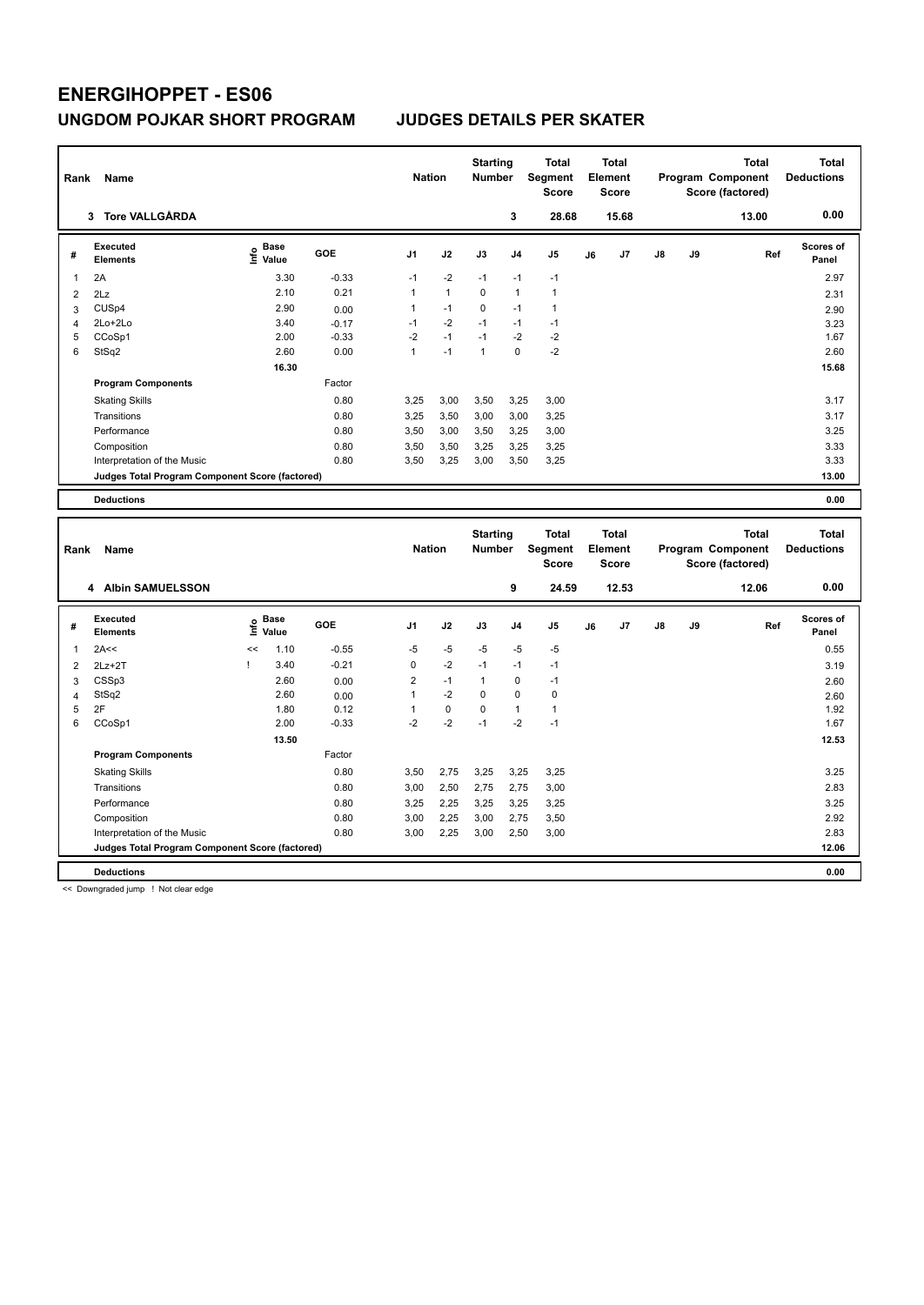# ENERGIHOPPET - ES06

## UNGDOM POJKAR SHORT PROGRAM

## JUDGES DETAILS PER SKATER

| Rank | Name | Nation | Starting Number | Total Segment Score | Total Element Score | Total Program Component Score (factored) | Total Deductions |
|---|---|---|---|---|---|---|---|
| 3 | Tore VALLGÅRDA | | 3 | 28.68 | 15.68 | 13.00 | 0.00 |

| # | Executed Elements | Info | Base Value | GOE | J1 | J2 | J3 | J4 | J5 | J6 | J7 | J8 | J9 | Ref | Scores of Panel |
|---|---|---|---|---|---|---|---|---|---|---|---|---|---|---|---|
| 1 | 2A | | 3.30 | -0.33 | -1 | -2 | -1 | -1 | -1 | | | | | | 2.97 |
| 2 | 2Lz | | 2.10 | 0.21 | 1 | 1 | 0 | 1 | 1 | | | | | | 2.31 |
| 3 | CUSp4 | | 2.90 | 0.00 | 1 | -1 | 0 | -1 | 1 | | | | | | 2.90 |
| 4 | 2Lo+2Lo | | 3.40 | -0.17 | -1 | -2 | -1 | -1 | -1 | | | | | | 3.23 |
| 5 | CCoSp1 | | 2.00 | -0.33 | -2 | -1 | -1 | -2 | -2 | | | | | | 1.67 |
| 6 | StSq2 | | 2.60 | 0.00 | 1 | -1 | 1 | 0 | -2 | | | | | | 2.60 |
| | | | 16.30 | | | | | | | | | | | | 15.68 |
| | **Program Components** | | | Factor | | | | | | | | | | | |
| | Skating Skills | | | 0.80 | 3,25 | 3,00 | 3,50 | 3,25 | 3,00 | | | | | | 3.17 |
| | Transitions | | | 0.80 | 3,25 | 3,50 | 3,00 | 3,00 | 3,25 | | | | | | 3.17 |
| | Performance | | | 0.80 | 3,50 | 3,00 | 3,50 | 3,25 | 3,00 | | | | | | 3.25 |
| | Composition | | | 0.80 | 3,50 | 3,50 | 3,25 | 3,25 | 3,25 | | | | | | 3.33 |
| | Interpretation of the Music | | | 0.80 | 3,50 | 3,25 | 3,00 | 3,50 | 3,25 | | | | | | 3.33 |
| | **Judges Total Program Component Score (factored)** | | | | | | | | | | | | | | 13.00 |
| | **Deductions** | | | | | | | | | | | | | | 0.00 |

| Rank | Name | Nation | Starting Number | Total Segment Score | Total Element Score | Total Program Component Score (factored) | Total Deductions |
|---|---|---|---|---|---|---|---|
| 4 | Albin SAMUELSSON | | 9 | 24.59 | 12.53 | 12.06 | 0.00 |

| # | Executed Elements | Info | Base Value | GOE | J1 | J2 | J3 | J4 | J5 | J6 | J7 | J8 | J9 | Ref | Scores of Panel |
|---|---|---|---|---|---|---|---|---|---|---|---|---|---|---|---|
| 1 | 2A<< | << | 1.10 | -0.55 | -5 | -5 | -5 | -5 | -5 | | | | | | 0.55 |
| 2 | 2Lz+2T | ! | 3.40 | -0.21 | 0 | -2 | -1 | -1 | -1 | | | | | | 3.19 |
| 3 | CSSp3 | | 2.60 | 0.00 | 2 | -1 | 1 | 0 | -1 | | | | | | 2.60 |
| 4 | StSq2 | | 2.60 | 0.00 | 1 | -2 | 0 | 0 | 0 | | | | | | 2.60 |
| 5 | 2F | | 1.80 | 0.12 | 1 | 0 | 0 | 1 | 1 | | | | | | 1.92 |
| 6 | CCoSp1 | | 2.00 | -0.33 | -2 | -2 | -1 | -2 | -1 | | | | | | 1.67 |
| | | | 13.50 | | | | | | | | | | | | 12.53 |
| | **Program Components** | | | Factor | | | | | | | | | | | |
| | Skating Skills | | | 0.80 | 3,50 | 2,75 | 3,25 | 3,25 | 3,25 | | | | | | 3.25 |
| | Transitions | | | 0.80 | 3,00 | 2,50 | 2,75 | 2,75 | 3,00 | | | | | | 2.83 |
| | Performance | | | 0.80 | 3,25 | 2,25 | 3,25 | 3,25 | 3,25 | | | | | | 3.25 |
| | Composition | | | 0.80 | 3,00 | 2,25 | 3,00 | 2,75 | 3,50 | | | | | | 2.92 |
| | Interpretation of the Music | | | 0.80 | 3,00 | 2,25 | 3,00 | 2,50 | 3,00 | | | | | | 2.83 |
| | **Judges Total Program Component Score (factored)** | | | | | | | | | | | | | | 12.06 |
| | **Deductions** | | | | | | | | | | | | | | 0.00 |

<< Downgraded jump ! Not clear edge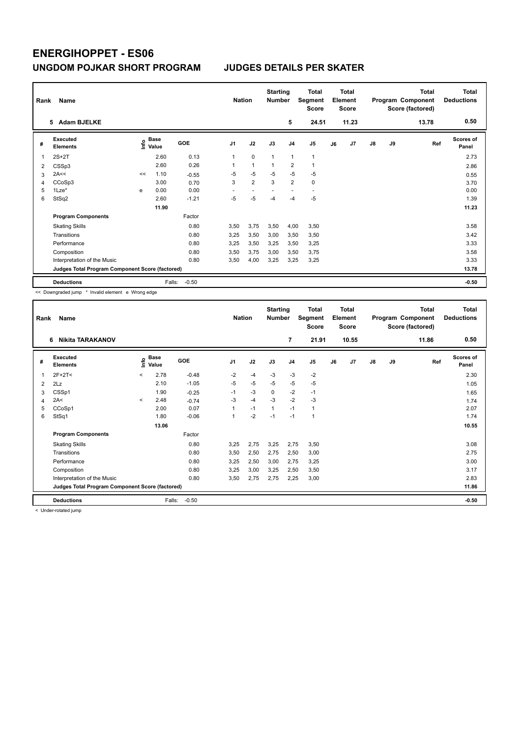# ENERGIHOPPET - ES06

## UNGDOM POJKAR SHORT PROGRAM　　JUDGES DETAILS PER SKATER

| Rank | Name | Nation | Starting Number | Total Segment Score | Total Element Score | Total Program Component Score (factored) | Total Deductions |
|---|---|---|---|---|---|---|---|
| 5 | Adam BJELKE | | 5 | 24.51 | 11.23 | 13.78 | 0.50 |

| # | Executed Elements | Info | Base Value | GOE | J1 | J2 | J3 | J4 | J5 | J6 | J7 | J8 | J9 | Ref | Scores of Panel |
|---|---|---|---|---|---|---|---|---|---|---|---|---|---|---|---|
| 1 | 2S+2T | | 2.60 | 0.13 | 1 | 0 | 1 | 1 | 1 | | | | | | 2.73 |
| 2 | CSSp3 | | 2.60 | 0.26 | 1 | 1 | 1 | 2 | 1 | | | | | | 2.86 |
| 3 | 2A<< | << | 1.10 | -0.55 | -5 | -5 | -5 | -5 | -5 | | | | | | 0.55 |
| 4 | CCoSp3 | | 3.00 | 0.70 | 3 | 2 | 3 | 2 | 0 | | | | | | 3.70 |
| 5 | 1Lze* | e | 0.00 | 0.00 | - | - | - | - | - | | | | | | 0.00 |
| 6 | StSq2 | | 2.60 | -1.21 | -5 | -5 | -4 | -4 | -5 | | | | | | 1.39 |
| | | | 11.90 | | | | | | | | | | | | 11.23 |
| | **Program Components** | | | Factor | | | | | | | | | | | |
| | Skating Skills | | | 0.80 | 3,50 | 3,75 | 3,50 | 4,00 | 3,50 | | | | | | 3.58 |
| | Transitions | | | 0.80 | 3,25 | 3,50 | 3,00 | 3,50 | 3,50 | | | | | | 3.42 |
| | Performance | | | 0.80 | 3,25 | 3,50 | 3,25 | 3,50 | 3,25 | | | | | | 3.33 |
| | Composition | | | 0.80 | 3,50 | 3,75 | 3,00 | 3,50 | 3,75 | | | | | | 3.58 |
| | Interpretation of the Music | | | 0.80 | 3,50 | 4,00 | 3,25 | 3,25 | 3,25 | | | | | | 3.33 |
| | **Judges Total Program Component Score (factored)** | | | | | | | | | | | | | | 13.78 |
| | **Deductions** | | Falls: | -0.50 | | | | | | | | | | | -0.50 |

<< Downgraded jump * Invalid element e Wrong edge

| Rank | Name | Nation | Starting Number | Total Segment Score | Total Element Score | Total Program Component Score (factored) | Total Deductions |
|---|---|---|---|---|---|---|---|
| 6 | Nikita TARAKANOV | | 7 | 21.91 | 10.55 | 11.86 | 0.50 |

| # | Executed Elements | Info | Base Value | GOE | J1 | J2 | J3 | J4 | J5 | J6 | J7 | J8 | J9 | Ref | Scores of Panel |
|---|---|---|---|---|---|---|---|---|---|---|---|---|---|---|---|
| 1 | 2F+2T< | < | 2.78 | -0.48 | -2 | -4 | -3 | -3 | -2 | | | | | | 2.30 |
| 2 | 2Lz | | 2.10 | -1.05 | -5 | -5 | -5 | -5 | -5 | | | | | | 1.05 |
| 3 | CSSp1 | | 1.90 | -0.25 | -1 | -3 | 0 | -2 | -1 | | | | | | 1.65 |
| 4 | 2A< | < | 2.48 | -0.74 | -3 | -4 | -3 | -2 | -3 | | | | | | 1.74 |
| 5 | CCoSp1 | | 2.00 | 0.07 | 1 | -1 | 1 | -1 | 1 | | | | | | 2.07 |
| 6 | StSq1 | | 1.80 | -0.06 | 1 | -2 | -1 | -1 | 1 | | | | | | 1.74 |
| | | | 13.06 | | | | | | | | | | | | 10.55 |
| | **Program Components** | | | Factor | | | | | | | | | | | |
| | Skating Skills | | | 0.80 | 3,25 | 2,75 | 3,25 | 2,75 | 3,50 | | | | | | 3.08 |
| | Transitions | | | 0.80 | 3,50 | 2,50 | 2,75 | 2,50 | 3,00 | | | | | | 2.75 |
| | Performance | | | 0.80 | 3,25 | 2,50 | 3,00 | 2,75 | 3,25 | | | | | | 3.00 |
| | Composition | | | 0.80 | 3,25 | 3,00 | 3,25 | 2,50 | 3,50 | | | | | | 3.17 |
| | Interpretation of the Music | | | 0.80 | 3,50 | 2,75 | 2,75 | 2,25 | 3,00 | | | | | | 2.83 |
| | **Judges Total Program Component Score (factored)** | | | | | | | | | | | | | | 11.86 |
| | **Deductions** | | Falls: | -0.50 | | | | | | | | | | | -0.50 |

< Under-rotated jump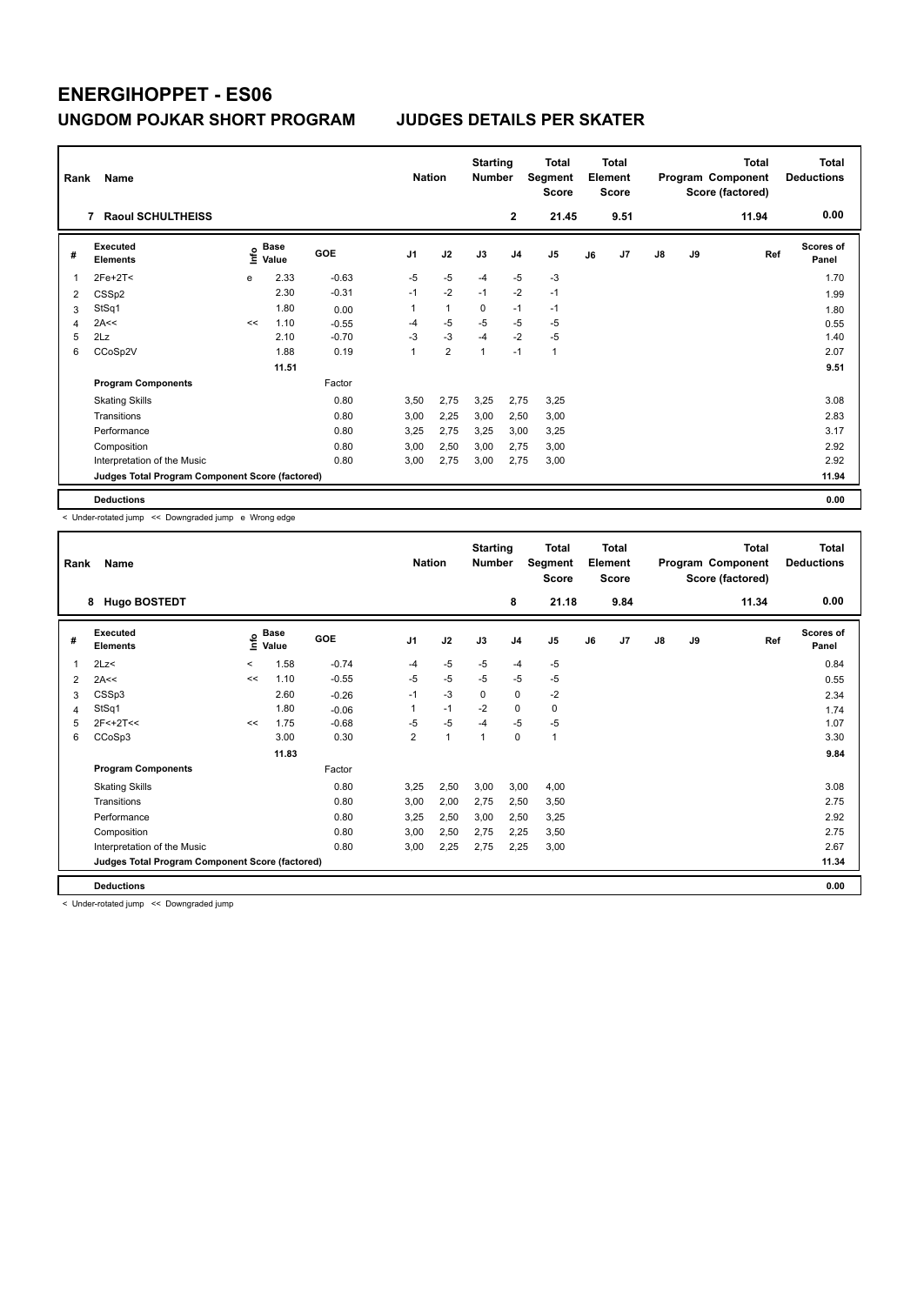# ENERGIHOPPET - ES06

## UNGDOM POJKAR SHORT PROGRAM JUDGES DETAILS PER SKATER

| Rank | Name | Nation | Starting Number | Total Segment Score | Total Element Score | Total Program Component Score (factored) | Total Deductions |
|---|---|---|---|---|---|---|---|
| 7 | Raoul SCHULTHEISS | | 2 | 21.45 | 9.51 | 11.94 | 0.00 |

| # | Executed Elements | Info | Base Value | GOE | J1 | J2 | J3 | J4 | J5 | J6 | J7 | J8 | J9 | Ref | Scores of Panel |
|---|---|---|---|---|---|---|---|---|---|---|---|---|---|---|---|
| 1 | 2Fe+2T< | e | 2.33 | -0.63 | -5 | -5 | -4 | -5 | -3 | | | | | | 1.70 |
| 2 | CSSp2 | | 2.30 | -0.31 | -1 | -2 | -1 | -2 | -1 | | | | | | 1.99 |
| 3 | StSq1 | | 1.80 | 0.00 | 1 | 1 | 0 | -1 | -1 | | | | | | 1.80 |
| 4 | 2A<< | << | 1.10 | -0.55 | -4 | -5 | -5 | -5 | -5 | | | | | | 0.55 |
| 5 | 2Lz | | 2.10 | -0.70 | -3 | -3 | -4 | -2 | -5 | | | | | | 1.40 |
| 6 | CCoSp2V | | 1.88 | 0.19 | 1 | 2 | 1 | -1 | 1 | | | | | | 2.07 |
| | | | 11.51 | | | | | | | | | | | | 9.51 |
| | **Program Components** | | | Factor | | | | | | | | | | | |
| | Skating Skills | | | 0.80 | 3,50 | 2,75 | 3,25 | 2,75 | 3,25 | | | | | | 3.08 |
| | Transitions | | | 0.80 | 3,00 | 2,25 | 3,00 | 2,50 | 3,00 | | | | | | 2.83 |
| | Performance | | | 0.80 | 3,25 | 2,75 | 3,25 | 3,00 | 3,25 | | | | | | 3.17 |
| | Composition | | | 0.80 | 3,00 | 2,50 | 3,00 | 2,75 | 3,00 | | | | | | 2.92 |
| | Interpretation of the Music | | | 0.80 | 3,00 | 2,75 | 3,00 | 2,75 | 3,00 | | | | | | 2.92 |
| | **Judges Total Program Component Score (factored)** | | | | | | | | | | | | | | 11.94 |
| | **Deductions** | | | | | | | | | | | | | | 0.00 |

< Under-rotated jump << Downgraded jump e Wrong edge

| Rank | Name | Nation | Starting Number | Total Segment Score | Total Element Score | Total Program Component Score (factored) | Total Deductions |
|---|---|---|---|---|---|---|---|
| 8 | Hugo BOSTEDT | | 8 | 21.18 | 9.84 | 11.34 | 0.00 |

| # | Executed Elements | Info | Base Value | GOE | J1 | J2 | J3 | J4 | J5 | J6 | J7 | J8 | J9 | Ref | Scores of Panel |
|---|---|---|---|---|---|---|---|---|---|---|---|---|---|---|---|
| 1 | 2Lz< | < | 1.58 | -0.74 | -4 | -5 | -5 | -4 | -5 | | | | | | 0.84 |
| 2 | 2A<< | << | 1.10 | -0.55 | -5 | -5 | -5 | -5 | -5 | | | | | | 0.55 |
| 3 | CSSp3 | | 2.60 | -0.26 | -1 | -3 | 0 | 0 | -2 | | | | | | 2.34 |
| 4 | StSq1 | | 1.80 | -0.06 | 1 | -1 | -2 | 0 | 0 | | | | | | 1.74 |
| 5 | 2F<+2T<< | << | 1.75 | -0.68 | -5 | -5 | -4 | -5 | -5 | | | | | | 1.07 |
| 6 | CCoSp3 | | 3.00 | 0.30 | 2 | 1 | 1 | 0 | 1 | | | | | | 3.30 |
| | | | 11.83 | | | | | | | | | | | | 9.84 |
| | **Program Components** | | | Factor | | | | | | | | | | | |
| | Skating Skills | | | 0.80 | 3,25 | 2,50 | 3,00 | 3,00 | 4,00 | | | | | | 3.08 |
| | Transitions | | | 0.80 | 3,00 | 2,00 | 2,75 | 2,50 | 3,50 | | | | | | 2.75 |
| | Performance | | | 0.80 | 3,25 | 2,50 | 3,00 | 2,50 | 3,25 | | | | | | 2.92 |
| | Composition | | | 0.80 | 3,00 | 2,50 | 2,75 | 2,25 | 3,50 | | | | | | 2.75 |
| | Interpretation of the Music | | | 0.80 | 3,00 | 2,25 | 2,75 | 2,25 | 3,00 | | | | | | 2.67 |
| | **Judges Total Program Component Score (factored)** | | | | | | | | | | | | | | 11.34 |
| | **Deductions** | | | | | | | | | | | | | | 0.00 |

< Under-rotated jump << Downgraded jump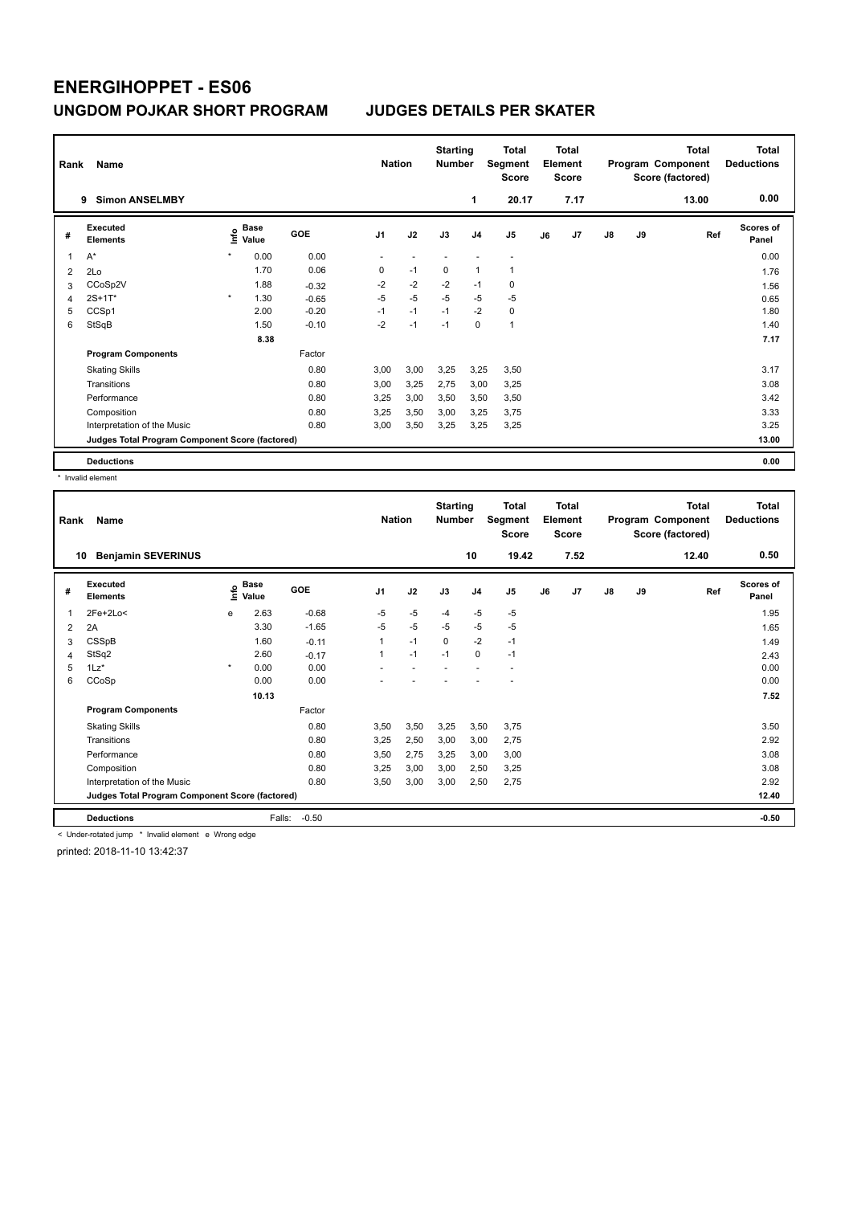# ENERGIHOPPET - ES06

## UNGDOM POJKAR SHORT PROGRAM JUDGES DETAILS PER SKATER

| Rank | Name | Nation | Starting Number | Total Segment Score | Total Element Score | Total Program Component Score (factored) | Total Deductions |
|---|---|---|---|---|---|---|---|
| 9 | Simon ANSELMBY | | 1 | 20.17 | 7.17 | 13.00 | 0.00 |

| # | Executed Elements | Info | Base Value | GOE | J1 | J2 | J3 | J4 | J5 | J6 | J7 | J8 | J9 | Ref | Scores of Panel |
|---|---|---|---|---|---|---|---|---|---|---|---|---|---|---|---|
| 1 | A* | * | 0.00 | 0.00 | - | - | - | - | - | | | | | | 0.00 |
| 2 | 2Lo | | 1.70 | 0.06 | 0 | -1 | 0 | 1 | 1 | | | | | | 1.76 |
| 3 | CCoSp2V | | 1.88 | -0.32 | -2 | -2 | -2 | -1 | 0 | | | | | | 1.56 |
| 4 | 2S+1T* | * | 1.30 | -0.65 | -5 | -5 | -5 | -5 | -5 | | | | | | 0.65 |
| 5 | CCSp1 | | 2.00 | -0.20 | -1 | -1 | -1 | -2 | 0 | | | | | | 1.80 |
| 6 | StSqB | | 1.50 | -0.10 | -2 | -1 | -1 | 0 | 1 | | | | | | 1.40 |
| | | | 8.38 | | | | | | | | | | | | 7.17 |
| | **Program Components** | | | Factor | | | | | | | | | | | |
| | Skating Skills | | | 0.80 | 3,00 | 3,00 | 3,25 | 3,25 | 3,50 | | | | | | 3.17 |
| | Transitions | | | 0.80 | 3,00 | 3,25 | 2,75 | 3,00 | 3,25 | | | | | | 3.08 |
| | Performance | | | 0.80 | 3,25 | 3,00 | 3,50 | 3,50 | 3,50 | | | | | | 3.42 |
| | Composition | | | 0.80 | 3,25 | 3,50 | 3,00 | 3,25 | 3,75 | | | | | | 3.33 |
| | Interpretation of the Music | | | 0.80 | 3,00 | 3,50 | 3,25 | 3,25 | 3,25 | | | | | | 3.25 |
| | **Judges Total Program Component Score (factored)** | | | | | | | | | | | | | | 13.00 |
| | **Deductions** | | | | | | | | | | | | | | 0.00 |

\* Invalid element

| Rank | Name | Nation | Starting Number | Total Segment Score | Total Element Score | Total Program Component Score (factored) | Total Deductions |
|---|---|---|---|---|---|---|---|
| 10 | Benjamin SEVERINUS | | 10 | 19.42 | 7.52 | 12.40 | 0.50 |

| # | Executed Elements | Info | Base Value | GOE | J1 | J2 | J3 | J4 | J5 | J6 | J7 | J8 | J9 | Ref | Scores of Panel |
|---|---|---|---|---|---|---|---|---|---|---|---|---|---|---|---|
| 1 | 2Fe+2Lo< | e | 2.63 | -0.68 | -5 | -5 | -4 | -5 | -5 | | | | | | 1.95 |
| 2 | 2A | | 3.30 | -1.65 | -5 | -5 | -5 | -5 | -5 | | | | | | 1.65 |
| 3 | CSSpB | | 1.60 | -0.11 | 1 | -1 | 0 | -2 | -1 | | | | | | 1.49 |
| 4 | StSq2 | | 2.60 | -0.17 | 1 | -1 | -1 | 0 | -1 | | | | | | 2.43 |
| 5 | 1Lz* | * | 0.00 | 0.00 | - | - | - | - | - | | | | | | 0.00 |
| 6 | CCoSp | | 0.00 | 0.00 | - | - | - | - | - | | | | | | 0.00 |
| | | | 10.13 | | | | | | | | | | | | 7.52 |
| | **Program Components** | | | Factor | | | | | | | | | | | |
| | Skating Skills | | | 0.80 | 3,50 | 3,50 | 3,25 | 3,50 | 3,75 | | | | | | 3.50 |
| | Transitions | | | 0.80 | 3,25 | 2,50 | 3,00 | 3,00 | 2,75 | | | | | | 2.92 |
| | Performance | | | 0.80 | 3,50 | 2,75 | 3,25 | 3,00 | 3,00 | | | | | | 3.08 |
| | Composition | | | 0.80 | 3,25 | 3,00 | 3,00 | 2,50 | 3,25 | | | | | | 3.08 |
| | Interpretation of the Music | | | 0.80 | 3,50 | 3,00 | 3,00 | 2,50 | 2,75 | | | | | | 2.92 |
| | **Judges Total Program Component Score (factored)** | | | | | | | | | | | | | | 12.40 |
| | **Deductions** | | Falls: | -0.50 | | | | | | | | | | | -0.50 |

< Under-rotated jump * Invalid element e Wrong edge

printed: 2018-11-10 13:42:37